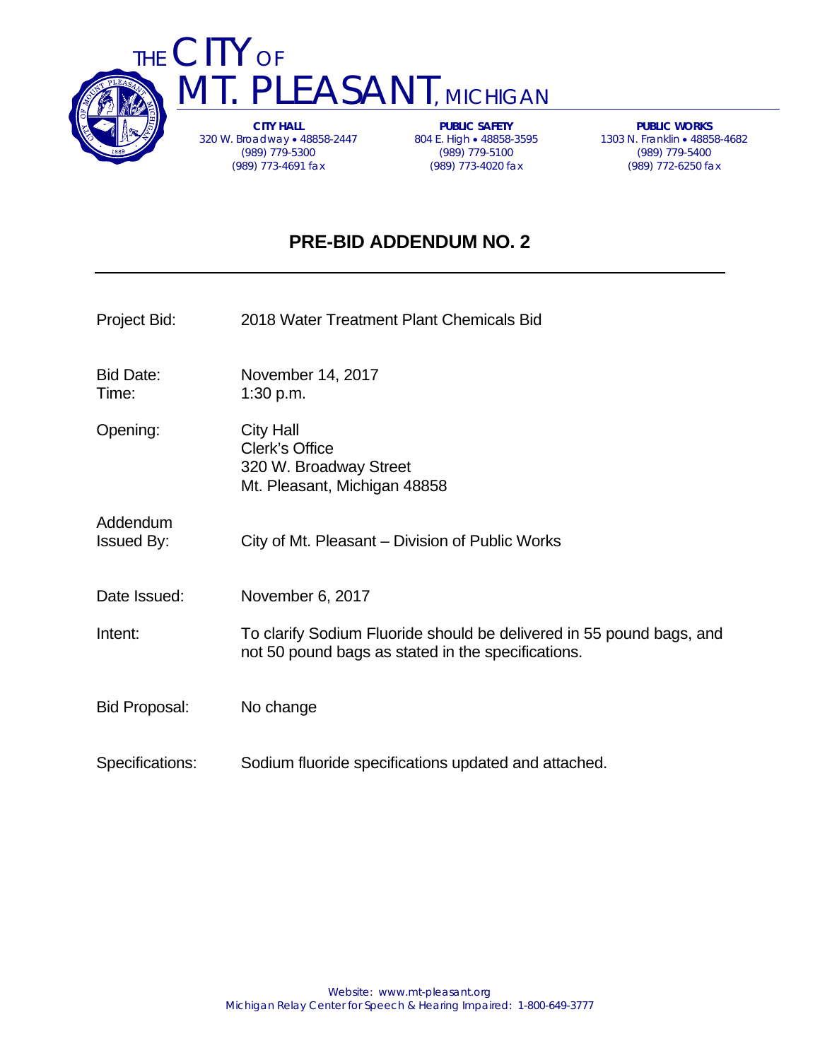# THE CITY OF MT. PLEASANT, MICHIGAN

**CITY HALL**
320 W. Broadway • 48858-2447
(989) 779-5300
(989) 773-4691 fax

**PUBLIC SAFETY**
804 E. High • 48858-3595
(989) 779-5100
(989) 773-4020 fax

**PUBLIC WORKS**
1303 N. Franklin • 48858-4682
(989) 779-5400
(989) 772-6250 fax

## PRE-BID ADDENDUM NO. 2

---

| | |
|---|---|
| Project Bid: | 2018 Water Treatment Plant Chemicals Bid |
| Bid Date:<br>Time: | November 14, 2017<br>1:30 p.m. |
| Opening: | City Hall<br>Clerk's Office<br>320 W. Broadway Street<br>Mt. Pleasant, Michigan 48858 |
| Addendum Issued By: | City of Mt. Pleasant – Division of Public Works |
| Date Issued: | November 6, 2017 |
| Intent: | To clarify Sodium Fluoride should be delivered in 55 pound bags, and not 50 pound bags as stated in the specifications. |
| Bid Proposal: | No change |
| Specifications: | Sodium fluoride specifications updated and attached. |

Website: www.mt-pleasant.org
Michigan Relay Center for Speech & Hearing Impaired: 1-800-649-3777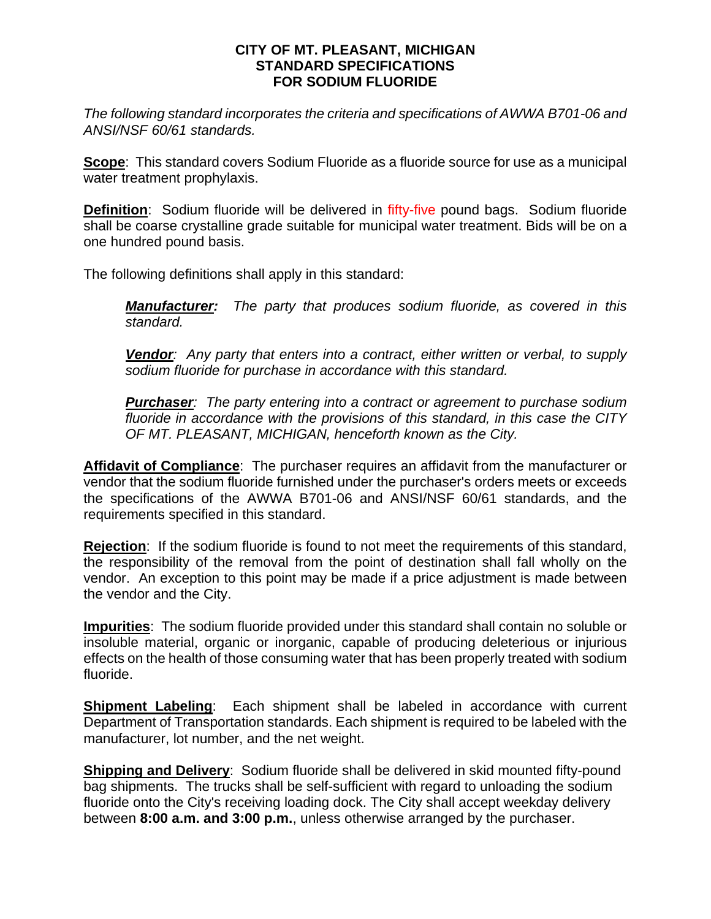**CITY OF MT. PLEASANT, MICHIGAN**
**STANDARD SPECIFICATIONS**
**FOR SODIUM FLUORIDE**

*The following standard incorporates the criteria and specifications of AWWA B701-06 and ANSI/NSF 60/61 standards.*

**Scope**: This standard covers Sodium Fluoride as a fluoride source for use as a municipal water treatment prophylaxis.

**Definition**: Sodium fluoride will be delivered in fifty-five pound bags. Sodium fluoride shall be coarse crystalline grade suitable for municipal water treatment. Bids will be on a one hundred pound basis.

The following definitions shall apply in this standard:

> ***Manufacturer:*** *The party that produces sodium fluoride, as covered in this standard.*
>
> ***Vendor****: Any party that enters into a contract, either written or verbal, to supply sodium fluoride for purchase in accordance with this standard.*
>
> ***Purchaser****: The party entering into a contract or agreement to purchase sodium fluoride in accordance with the provisions of this standard, in this case the CITY OF MT. PLEASANT, MICHIGAN, henceforth known as the City.*

**Affidavit of Compliance**: The purchaser requires an affidavit from the manufacturer or vendor that the sodium fluoride furnished under the purchaser's orders meets or exceeds the specifications of the AWWA B701-06 and ANSI/NSF 60/61 standards, and the requirements specified in this standard.

**Rejection**: If the sodium fluoride is found to not meet the requirements of this standard, the responsibility of the removal from the point of destination shall fall wholly on the vendor. An exception to this point may be made if a price adjustment is made between the vendor and the City.

**Impurities**: The sodium fluoride provided under this standard shall contain no soluble or insoluble material, organic or inorganic, capable of producing deleterious or injurious effects on the health of those consuming water that has been properly treated with sodium fluoride.

**Shipment Labeling**: Each shipment shall be labeled in accordance with current Department of Transportation standards. Each shipment is required to be labeled with the manufacturer, lot number, and the net weight.

**Shipping and Delivery**: Sodium fluoride shall be delivered in skid mounted fifty-pound bag shipments. The trucks shall be self-sufficient with regard to unloading the sodium fluoride onto the City's receiving loading dock. The City shall accept weekday delivery between **8:00 a.m. and 3:00 p.m.**, unless otherwise arranged by the purchaser.